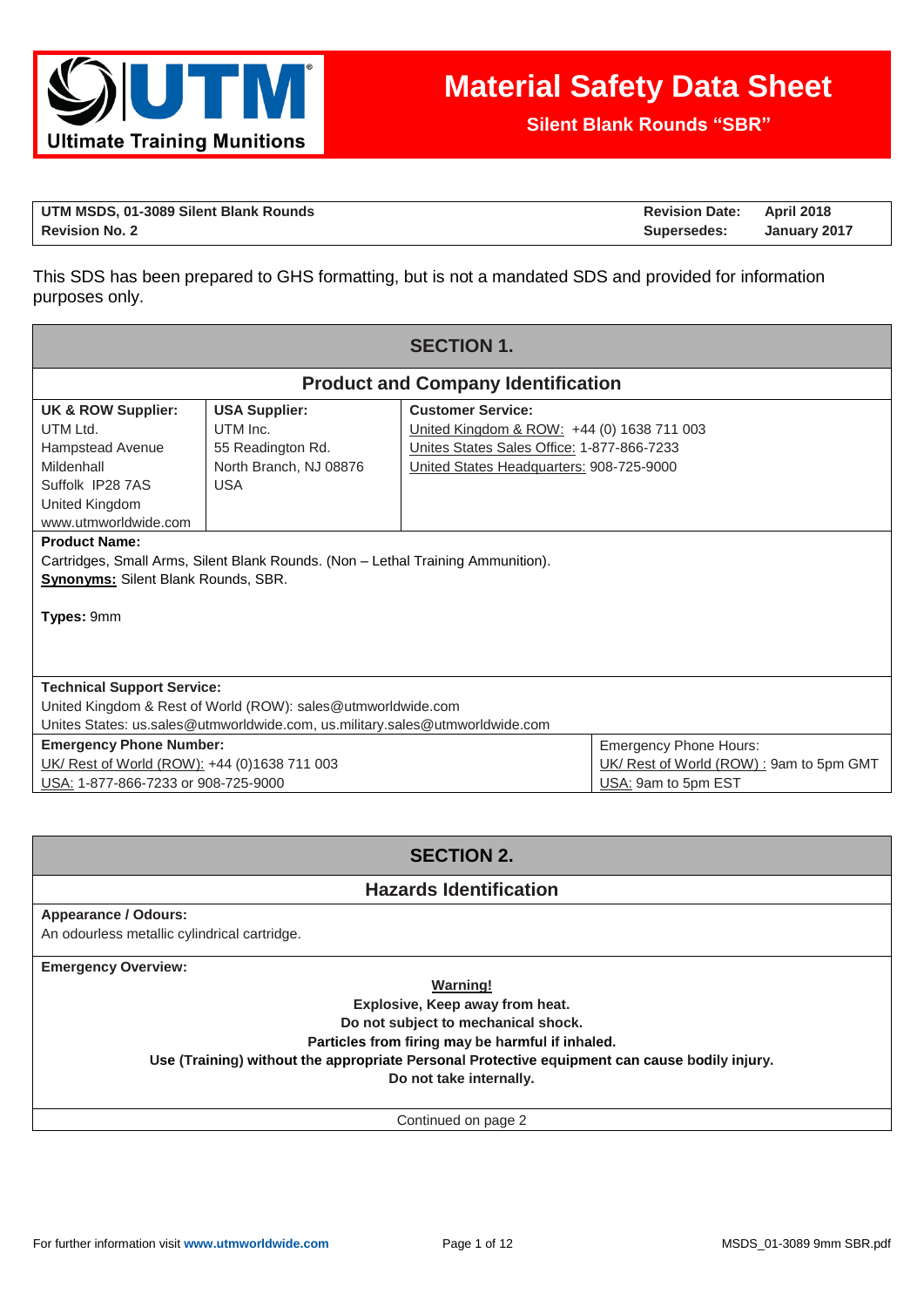# Material Safety Data Sheet

**Silent Blank Rounds "SBR"**

| **UTM MSDS, 01-3089 Silent Blank Rounds** | **Revision Date:** | **April 2018** |
|---|---|---|
| **Revision No. 2** | **Supersedes:** | **January 2017** |

This SDS has been prepared to GHS formatting, but is not a mandated SDS and provided for information purposes only.

## SECTION 1.

### Product and Company Identification

| **UK & ROW Supplier:** | **USA Supplier:** | **Customer Service:** |
|---|---|---|
| UTM Ltd.<br>Hampstead Avenue<br>Mildenhall<br>Suffolk IP28 7AS<br>United Kingdom<br>www.utmworldwide.com | UTM Inc.<br>55 Readington Rd.<br>North Branch, NJ 08876<br>USA | United Kingdom & ROW: +44 (0) 1638 711 003<br>Unites States Sales Office: 1-877-866-7233<br>United States Headquarters: 908-725-9000 |

**Product Name:**
Cartridges, Small Arms, Silent Blank Rounds. (Non – Lethal Training Ammunition).
**Synonyms:** Silent Blank Rounds, SBR.

**Types:** 9mm

**Technical Support Service:**
United Kingdom & Rest of World (ROW): sales@utmworldwide.com
Unites States: us.sales@utmworldwide.com, us.military.sales@utmworldwide.com

| **Emergency Phone Number:** | Emergency Phone Hours: |
|---|---|
| UK/ Rest of World (ROW): +44 (0)1638 711 003 | UK/ Rest of World (ROW) : 9am to 5pm GMT |
| USA: 1-877-866-7233 or 908-725-9000 | USA: 9am to 5pm EST |

## SECTION 2.

### Hazards Identification

**Appearance / Odours:**
An odourless metallic cylindrical cartridge.

**Emergency Overview:**

**Warning!**
**Explosive, Keep away from heat.**
**Do not subject to mechanical shock.**
**Particles from firing may be harmful if inhaled.**
**Use (Training) without the appropriate Personal Protective equipment can cause bodily injury.**
**Do not take internally.**

Continued on page 2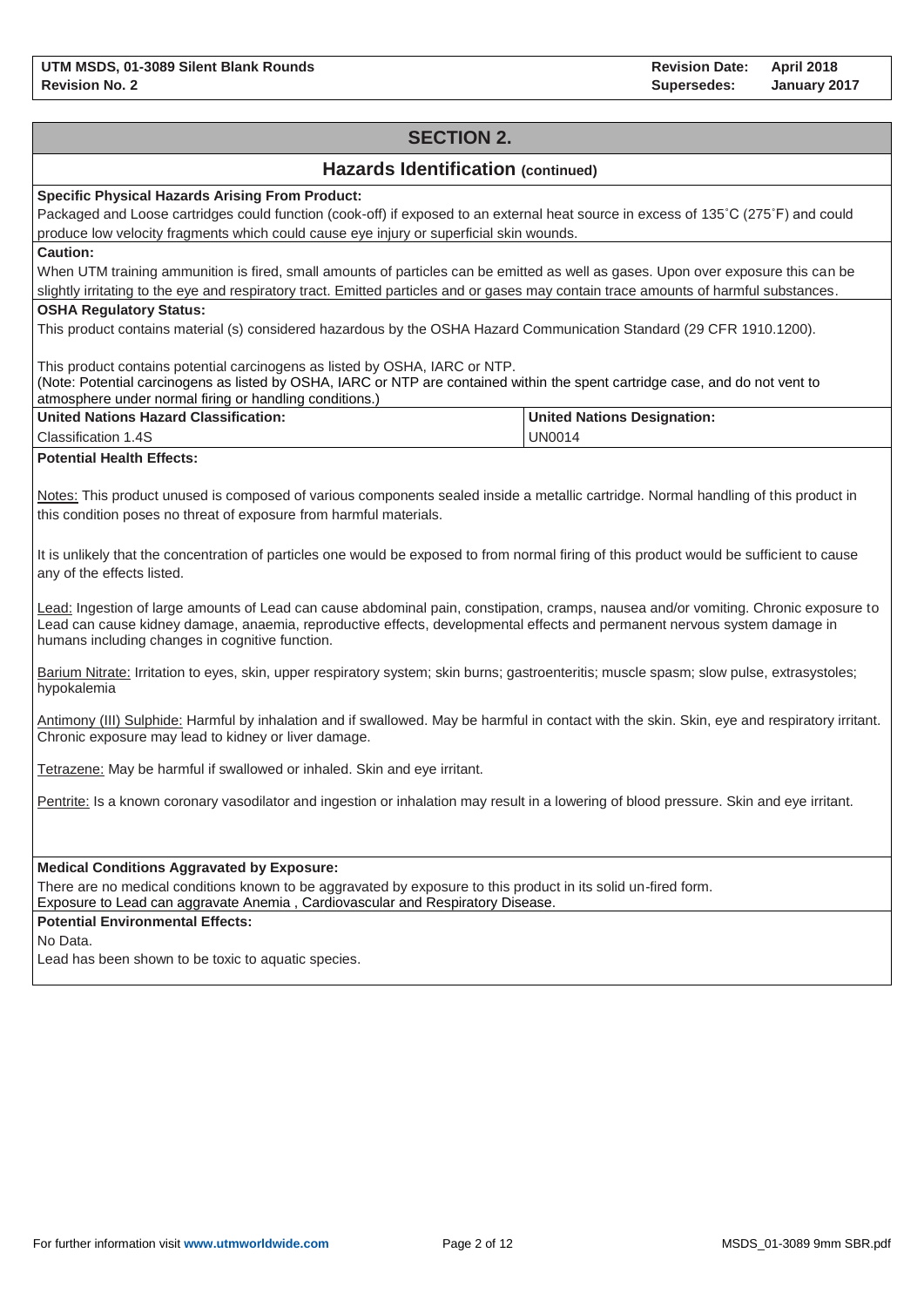## SECTION 2.

### Hazards Identification (continued)

**Specific Physical Hazards Arising From Product:**

Packaged and Loose cartridges could function (cook-off) if exposed to an external heat source in excess of 135˚C (275˚F) and could produce low velocity fragments which could cause eye injury or superficial skin wounds.

**Caution:**

When UTM training ammunition is fired, small amounts of particles can be emitted as well as gases. Upon over exposure this can be slightly irritating to the eye and respiratory tract. Emitted particles and or gases may contain trace amounts of harmful substances.

**OSHA Regulatory Status:**

This product contains material (s) considered hazardous by the OSHA Hazard Communication Standard (29 CFR 1910.1200).

This product contains potential carcinogens as listed by OSHA, IARC or NTP.
(Note: Potential carcinogens as listed by OSHA, IARC or NTP are contained within the spent cartridge case, and do not vent to atmosphere under normal firing or handling conditions.)

| United Nations Hazard Classification: | United Nations Designation: |
|---|---|
| Classification 1.4S | UN0014 |

**Potential Health Effects:**

Notes: This product unused is composed of various components sealed inside a metallic cartridge. Normal handling of this product in this condition poses no threat of exposure from harmful materials.

It is unlikely that the concentration of particles one would be exposed to from normal firing of this product would be sufficient to cause any of the effects listed.

Lead: Ingestion of large amounts of Lead can cause abdominal pain, constipation, cramps, nausea and/or vomiting. Chronic exposure to Lead can cause kidney damage, anaemia, reproductive effects, developmental effects and permanent nervous system damage in humans including changes in cognitive function.

Barium Nitrate: Irritation to eyes, skin, upper respiratory system; skin burns; gastroenteritis; muscle spasm; slow pulse, extrasystoles; hypokalemia

Antimony (III) Sulphide: Harmful by inhalation and if swallowed. May be harmful in contact with the skin. Skin, eye and respiratory irritant. Chronic exposure may lead to kidney or liver damage.

Tetrazene: May be harmful if swallowed or inhaled. Skin and eye irritant.

Pentrite: Is a known coronary vasodilator and ingestion or inhalation may result in a lowering of blood pressure. Skin and eye irritant.

**Medical Conditions Aggravated by Exposure:**

There are no medical conditions known to be aggravated by exposure to this product in its solid un-fired form.
Exposure to Lead can aggravate Anemia , Cardiovascular and Respiratory Disease.

**Potential Environmental Effects:**

No Data.

Lead has been shown to be toxic to aquatic species.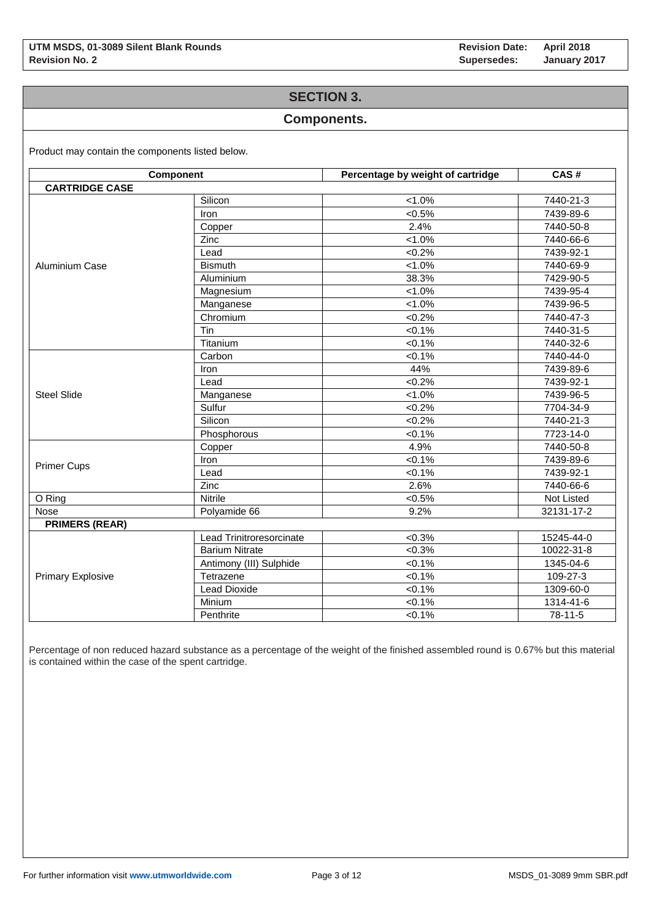## SECTION 3.

## Components.

Product may contain the components listed below.

| Component | | Percentage by weight of cartridge | CAS # |
|---|---|---|---|
| **CARTRIDGE CASE** | | | |
| Aluminium Case | Silicon | <1.0% | 7440-21-3 |
| | Iron | <0.5% | 7439-89-6 |
| | Copper | 2.4% | 7440-50-8 |
| | Zinc | <1.0% | 7440-66-6 |
| | Lead | <0.2% | 7439-92-1 |
| | Bismuth | <1.0% | 7440-69-9 |
| | Aluminium | 38.3% | 7429-90-5 |
| | Magnesium | <1.0% | 7439-95-4 |
| | Manganese | <1.0% | 7439-96-5 |
| | Chromium | <0.2% | 7440-47-3 |
| | Tin | <0.1% | 7440-31-5 |
| | Titanium | <0.1% | 7440-32-6 |
| Steel Slide | Carbon | <0.1% | 7440-44-0 |
| | Iron | 44% | 7439-89-6 |
| | Lead | <0.2% | 7439-92-1 |
| | Manganese | <1.0% | 7439-96-5 |
| | Sulfur | <0.2% | 7704-34-9 |
| | Silicon | <0.2% | 7440-21-3 |
| | Phosphorous | <0.1% | 7723-14-0 |
| Primer Cups | Copper | 4.9% | 7440-50-8 |
| | Iron | <0.1% | 7439-89-6 |
| | Lead | <0.1% | 7439-92-1 |
| | Zinc | 2.6% | 7440-66-6 |
| O Ring | Nitrile | <0.5% | Not Listed |
| Nose | Polyamide 66 | 9.2% | 32131-17-2 |
| **PRIMERS (REAR)** | | | |
| Primary Explosive | Lead Trinitroresorcinate | <0.3% | 15245-44-0 |
| | Barium Nitrate | <0.3% | 10022-31-8 |
| | Antimony (III) Sulphide | <0.1% | 1345-04-6 |
| | Tetrazene | <0.1% | 109-27-3 |
| | Lead Dioxide | <0.1% | 1309-60-0 |
| | Minium | <0.1% | 1314-41-6 |
| | Penthrite | <0.1% | 78-11-5 |

Percentage of non reduced hazard substance as a percentage of the weight of the finished assembled round is 0.67% but this material is contained within the case of the spent cartridge.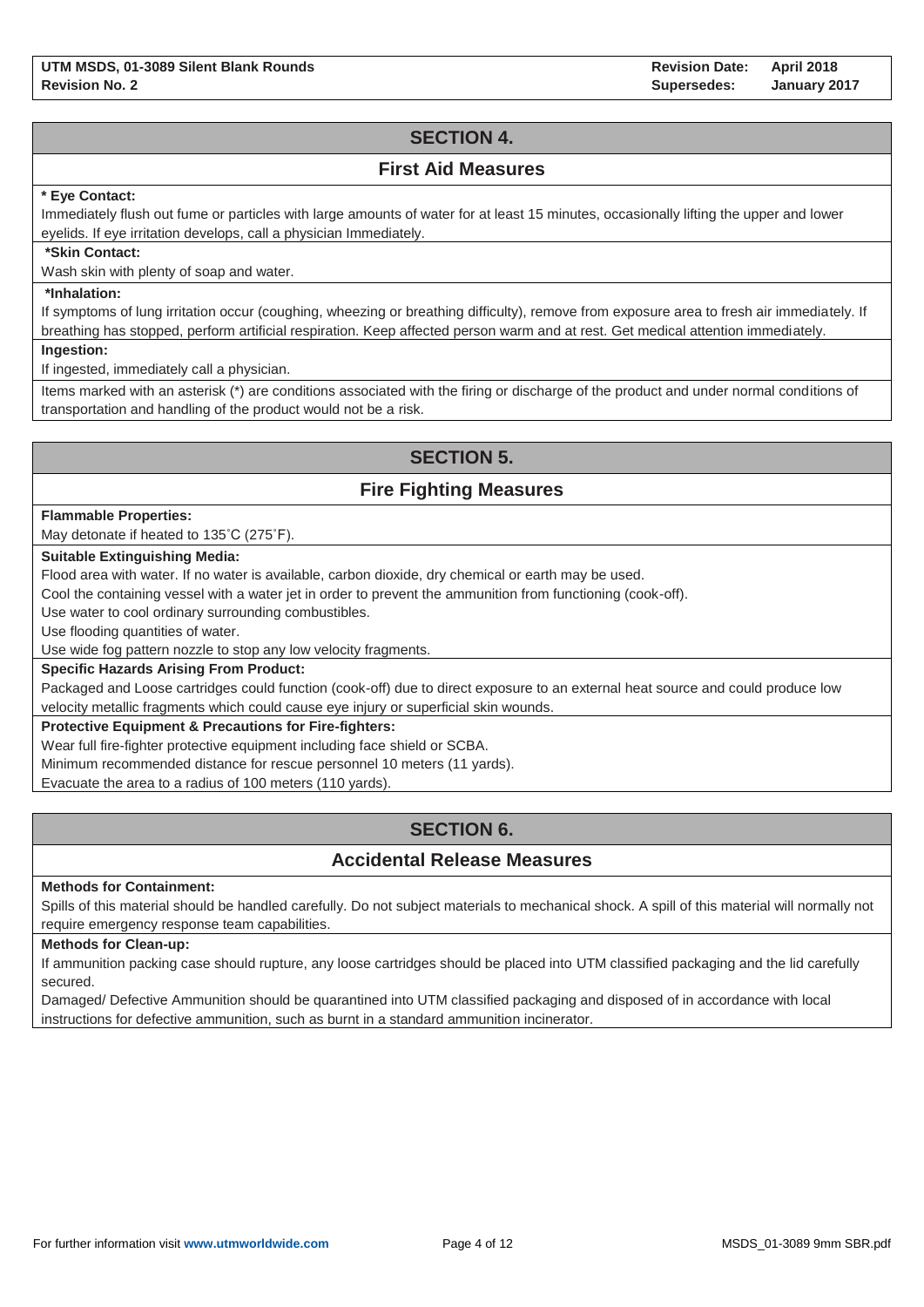## SECTION 4.

### First Aid Measures

**\* Eye Contact:**

Immediately flush out fume or particles with large amounts of water for at least 15 minutes, occasionally lifting the upper and lower eyelids. If eye irritation develops, call a physician Immediately.

**\*Skin Contact:**

Wash skin with plenty of soap and water.

**\*Inhalation:**

If symptoms of lung irritation occur (coughing, wheezing or breathing difficulty), remove from exposure area to fresh air immediately. If breathing has stopped, perform artificial respiration. Keep affected person warm and at rest. Get medical attention immediately.

**Ingestion:**

If ingested, immediately call a physician.

Items marked with an asterisk (*) are conditions associated with the firing or discharge of the product and under normal conditions of transportation and handling of the product would not be a risk.

## SECTION 5.

### Fire Fighting Measures

**Flammable Properties:**

May detonate if heated to 135˚C (275˚F).

**Suitable Extinguishing Media:**

Flood area with water. If no water is available, carbon dioxide, dry chemical or earth may be used.

Cool the containing vessel with a water jet in order to prevent the ammunition from functioning (cook-off).

Use water to cool ordinary surrounding combustibles.

Use flooding quantities of water.

Use wide fog pattern nozzle to stop any low velocity fragments.

**Specific Hazards Arising From Product:**

Packaged and Loose cartridges could function (cook-off) due to direct exposure to an external heat source and could produce low velocity metallic fragments which could cause eye injury or superficial skin wounds.

**Protective Equipment & Precautions for Fire-fighters:**

Wear full fire-fighter protective equipment including face shield or SCBA.

Minimum recommended distance for rescue personnel 10 meters (11 yards).

Evacuate the area to a radius of 100 meters (110 yards).

## SECTION 6.

### Accidental Release Measures

**Methods for Containment:**

Spills of this material should be handled carefully. Do not subject materials to mechanical shock. A spill of this material will normally not require emergency response team capabilities.

**Methods for Clean-up:**

If ammunition packing case should rupture, any loose cartridges should be placed into UTM classified packaging and the lid carefully secured.

Damaged/ Defective Ammunition should be quarantined into UTM classified packaging and disposed of in accordance with local instructions for defective ammunition, such as burnt in a standard ammunition incinerator.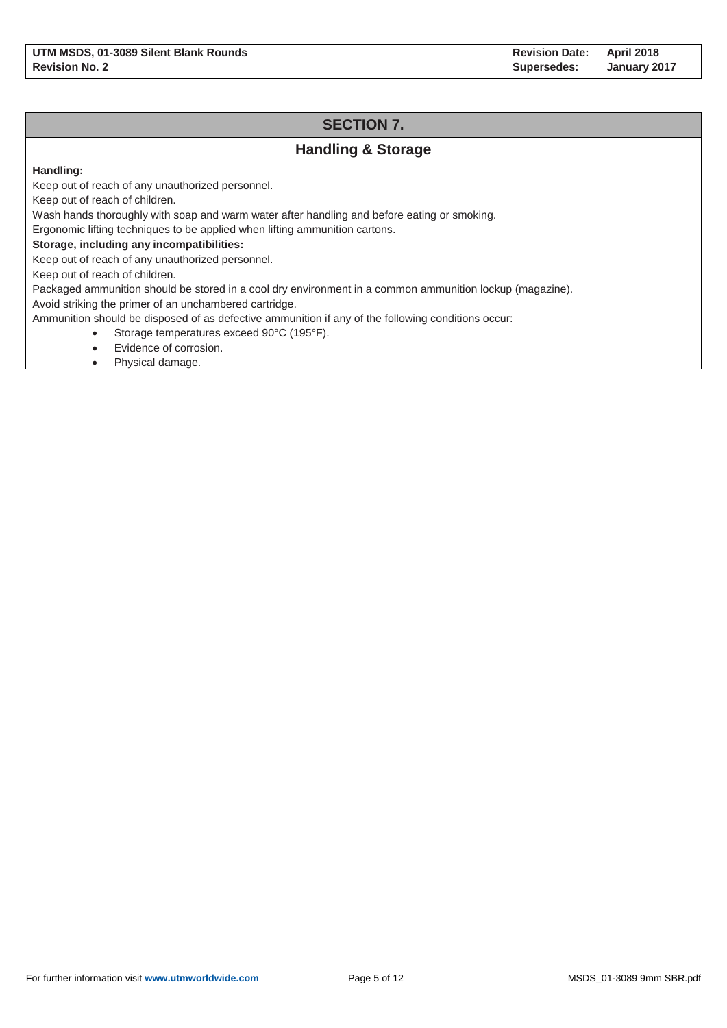## SECTION 7.

## Handling & Storage

**Handling:**

Keep out of reach of any unauthorized personnel.

Keep out of reach of children.

Wash hands thoroughly with soap and warm water after handling and before eating or smoking.

Ergonomic lifting techniques to be applied when lifting ammunition cartons.

**Storage, including any incompatibilities:**

Keep out of reach of any unauthorized personnel.

Keep out of reach of children.

Packaged ammunition should be stored in a cool dry environment in a common ammunition lockup (magazine).

Avoid striking the primer of an unchambered cartridge.

Ammunition should be disposed of as defective ammunition if any of the following conditions occur:

- Storage temperatures exceed 90°C (195°F).
- Evidence of corrosion.
- Physical damage.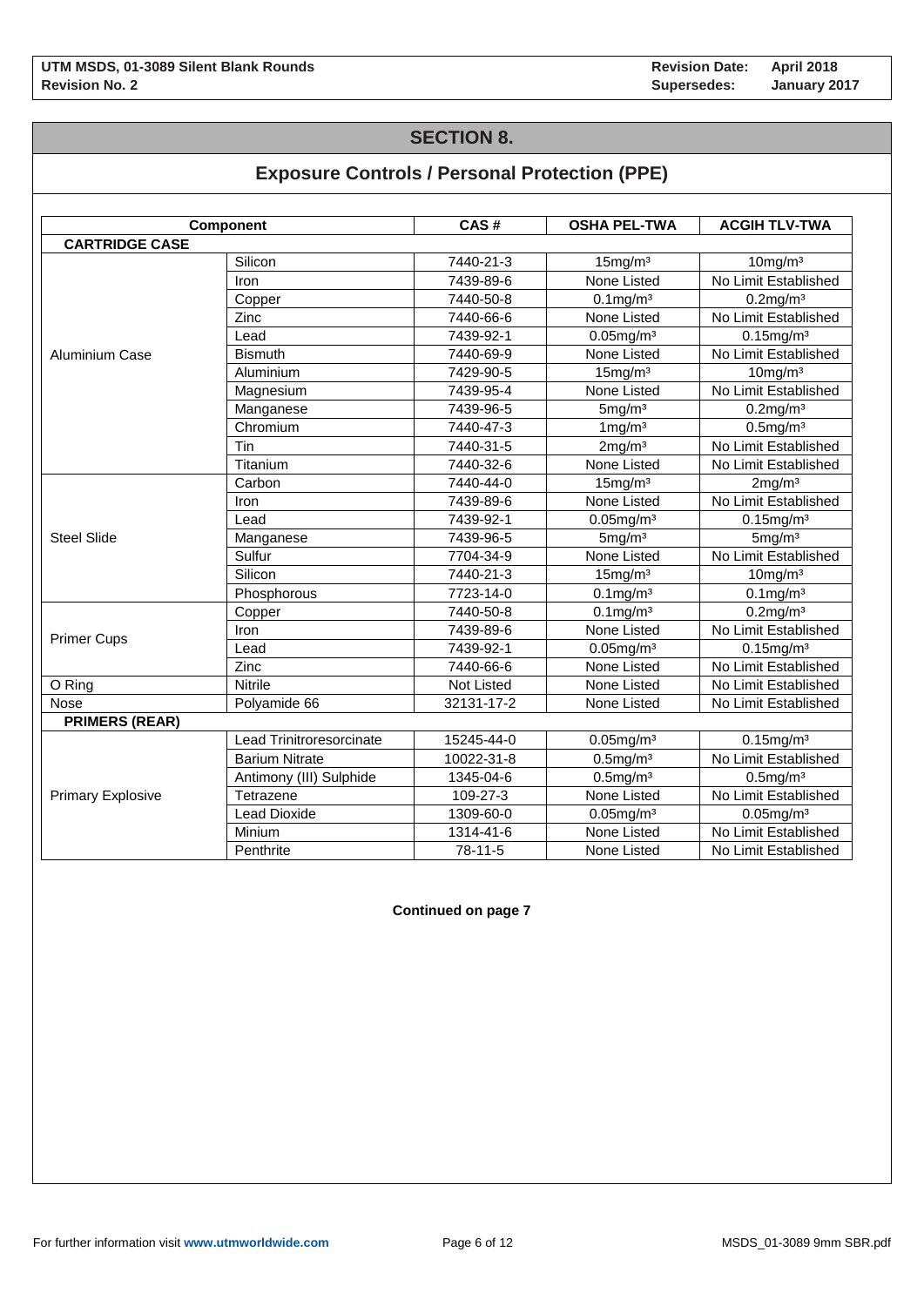## SECTION 8.

## Exposure Controls / Personal Protection (PPE)

| Component | | CAS # | OSHA PEL-TWA | ACGIH TLV-TWA |
|---|---|---|---|---|
| **CARTRIDGE CASE** | | | | |
| Aluminium Case | Silicon | 7440-21-3 | 15mg/m³ | 10mg/m³ |
| | Iron | 7439-89-6 | None Listed | No Limit Established |
| | Copper | 7440-50-8 | 0.1mg/m³ | 0.2mg/m³ |
| | Zinc | 7440-66-6 | None Listed | No Limit Established |
| | Lead | 7439-92-1 | 0.05mg/m³ | 0.15mg/m³ |
| | Bismuth | 7440-69-9 | None Listed | No Limit Established |
| | Aluminium | 7429-90-5 | 15mg/m³ | 10mg/m³ |
| | Magnesium | 7439-95-4 | None Listed | No Limit Established |
| | Manganese | 7439-96-5 | 5mg/m³ | 0.2mg/m³ |
| | Chromium | 7440-47-3 | 1mg/m³ | 0.5mg/m³ |
| | Tin | 7440-31-5 | 2mg/m³ | No Limit Established |
| | Titanium | 7440-32-6 | None Listed | No Limit Established |
| Steel Slide | Carbon | 7440-44-0 | 15mg/m³ | 2mg/m³ |
| | Iron | 7439-89-6 | None Listed | No Limit Established |
| | Lead | 7439-92-1 | 0.05mg/m³ | 0.15mg/m³ |
| | Manganese | 7439-96-5 | 5mg/m³ | 5mg/m³ |
| | Sulfur | 7704-34-9 | None Listed | No Limit Established |
| | Silicon | 7440-21-3 | 15mg/m³ | 10mg/m³ |
| | Phosphorous | 7723-14-0 | 0.1mg/m³ | 0.1mg/m³ |
| Primer Cups | Copper | 7440-50-8 | 0.1mg/m³ | 0.2mg/m³ |
| | Iron | 7439-89-6 | None Listed | No Limit Established |
| | Lead | 7439-92-1 | 0.05mg/m³ | 0.15mg/m³ |
| | Zinc | 7440-66-6 | None Listed | No Limit Established |
| O Ring | Nitrile | Not Listed | None Listed | No Limit Established |
| Nose | Polyamide 66 | 32131-17-2 | None Listed | No Limit Established |
| **PRIMERS (REAR)** | | | | |
| Primary Explosive | Lead Trinitroresorcinate | 15245-44-0 | 0.05mg/m³ | 0.15mg/m³ |
| | Barium Nitrate | 10022-31-8 | 0.5mg/m³ | No Limit Established |
| | Antimony (III) Sulphide | 1345-04-6 | 0.5mg/m³ | 0.5mg/m³ |
| | Tetrazene | 109-27-3 | None Listed | No Limit Established |
| | Lead Dioxide | 1309-60-0 | 0.05mg/m³ | 0.05mg/m³ |
| | Minium | 1314-41-6 | None Listed | No Limit Established |
| | Penthrite | 78-11-5 | None Listed | No Limit Established |

**Continued on page 7**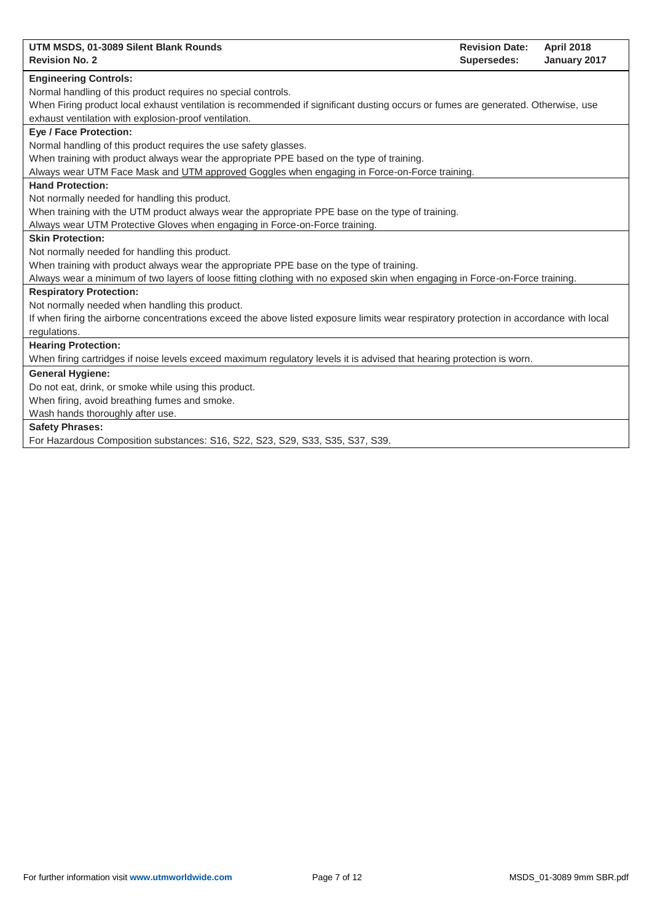**Engineering Controls:**

Normal handling of this product requires no special controls.

When Firing product local exhaust ventilation is recommended if significant dusting occurs or fumes are generated. Otherwise, use exhaust ventilation with explosion-proof ventilation.

**Eye / Face Protection:**

Normal handling of this product requires the use safety glasses.

When training with product always wear the appropriate PPE based on the type of training.

Always wear UTM Face Mask and UTM approved Goggles when engaging in Force-on-Force training.

**Hand Protection:**

Not normally needed for handling this product.

When training with the UTM product always wear the appropriate PPE base on the type of training.

Always wear UTM Protective Gloves when engaging in Force-on-Force training.

**Skin Protection:**

Not normally needed for handling this product.

When training with product always wear the appropriate PPE base on the type of training.

Always wear a minimum of two layers of loose fitting clothing with no exposed skin when engaging in Force-on-Force training.

**Respiratory Protection:**

Not normally needed when handling this product.

If when firing the airborne concentrations exceed the above listed exposure limits wear respiratory protection in accordance with local regulations.

**Hearing Protection:**

When firing cartridges if noise levels exceed maximum regulatory levels it is advised that hearing protection is worn.

**General Hygiene:**

Do not eat, drink, or smoke while using this product.

When firing, avoid breathing fumes and smoke.

Wash hands thoroughly after use.

**Safety Phrases:**

For Hazardous Composition substances: S16, S22, S23, S29, S33, S35, S37, S39.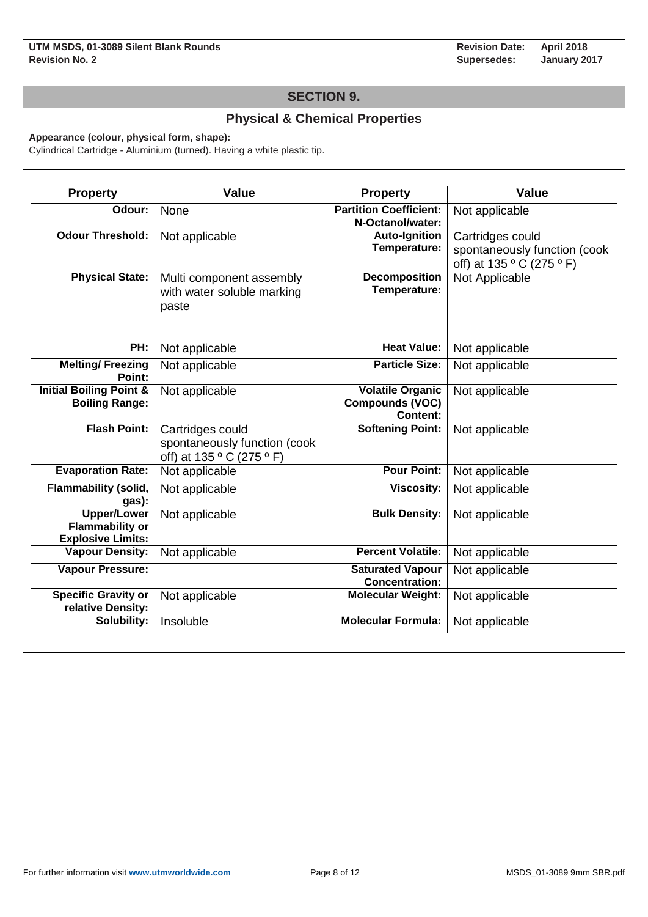## SECTION 9.

### Physical & Chemical Properties

**Appearance (colour, physical form, shape):**
Cylindrical Cartridge - Aluminium (turned). Having a white plastic tip.

| Property | Value | Property | Value |
|---|---|---|---|
| **Odour:** | None | **Partition Coefficient: N-Octanol/water:** | Not applicable |
| **Odour Threshold:** | Not applicable | **Auto-Ignition Temperature:** | Cartridges could spontaneously function (cook off) at 135 º C (275 º F) |
| **Physical State:** | Multi component assembly with water soluble marking paste | **Decomposition Temperature:** | Not Applicable |
| **PH:** | Not applicable | **Heat Value:** | Not applicable |
| **Melting/ Freezing Point:** | Not applicable | **Particle Size:** | Not applicable |
| **Initial Boiling Point & Boiling Range:** | Not applicable | **Volatile Organic Compounds (VOC) Content:** | Not applicable |
| **Flash Point:** | Cartridges could spontaneously function (cook off) at 135 º C (275 º F) | **Softening Point:** | Not applicable |
| **Evaporation Rate:** | Not applicable | **Pour Point:** | Not applicable |
| **Flammability (solid, gas):** | Not applicable | **Viscosity:** | Not applicable |
| **Upper/Lower Flammability or Explosive Limits:** | Not applicable | **Bulk Density:** | Not applicable |
| **Vapour Density:** | Not applicable | **Percent Volatile:** | Not applicable |
| **Vapour Pressure:** | | **Saturated Vapour Concentration:** | Not applicable |
| **Specific Gravity or relative Density:** | Not applicable | **Molecular Weight:** | Not applicable |
| **Solubility:** | Insoluble | **Molecular Formula:** | Not applicable |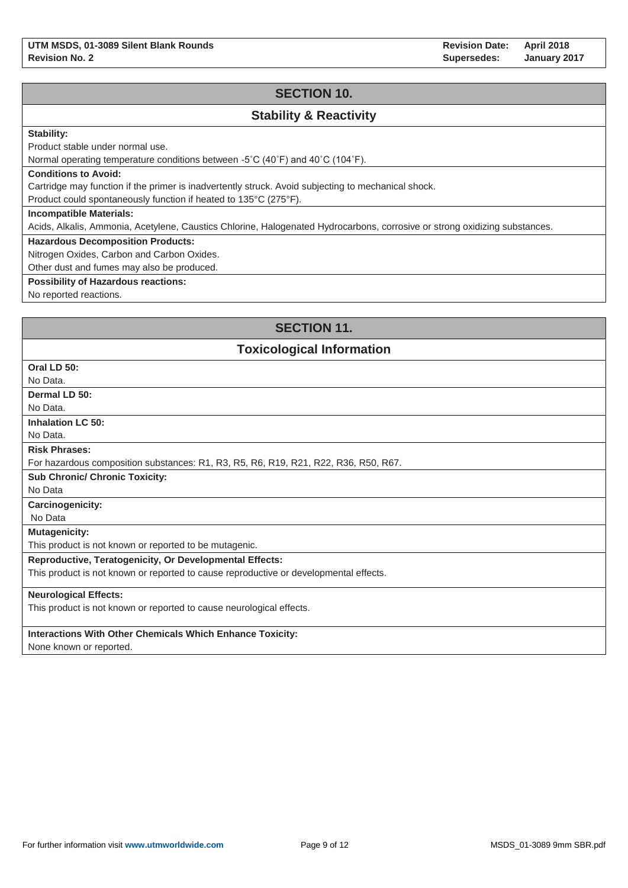## SECTION 10.

### Stability & Reactivity

**Stability:**

Product stable under normal use.

Normal operating temperature conditions between -5˚C (40˚F) and 40˚C (104˚F).

**Conditions to Avoid:**

Cartridge may function if the primer is inadvertently struck. Avoid subjecting to mechanical shock.

Product could spontaneously function if heated to 135°C (275°F).

**Incompatible Materials:**

Acids, Alkalis, Ammonia, Acetylene, Caustics Chlorine, Halogenated Hydrocarbons, corrosive or strong oxidizing substances.

**Hazardous Decomposition Products:**

Nitrogen Oxides, Carbon and Carbon Oxides.

Other dust and fumes may also be produced.

**Possibility of Hazardous reactions:**

No reported reactions.

## SECTION 11.

### Toxicological Information

**Oral LD 50:**

No Data.

**Dermal LD 50:**

No Data.

**Inhalation LC 50:**

No Data.

**Risk Phrases:**

For hazardous composition substances: R1, R3, R5, R6, R19, R21, R22, R36, R50, R67.

**Sub Chronic/ Chronic Toxicity:**

No Data

**Carcinogenicity:**

No Data

**Mutagenicity:**

This product is not known or reported to be mutagenic.

**Reproductive, Teratogenicity, Or Developmental Effects:**

This product is not known or reported to cause reproductive or developmental effects.

**Neurological Effects:**

This product is not known or reported to cause neurological effects.

**Interactions With Other Chemicals Which Enhance Toxicity:**

None known or reported.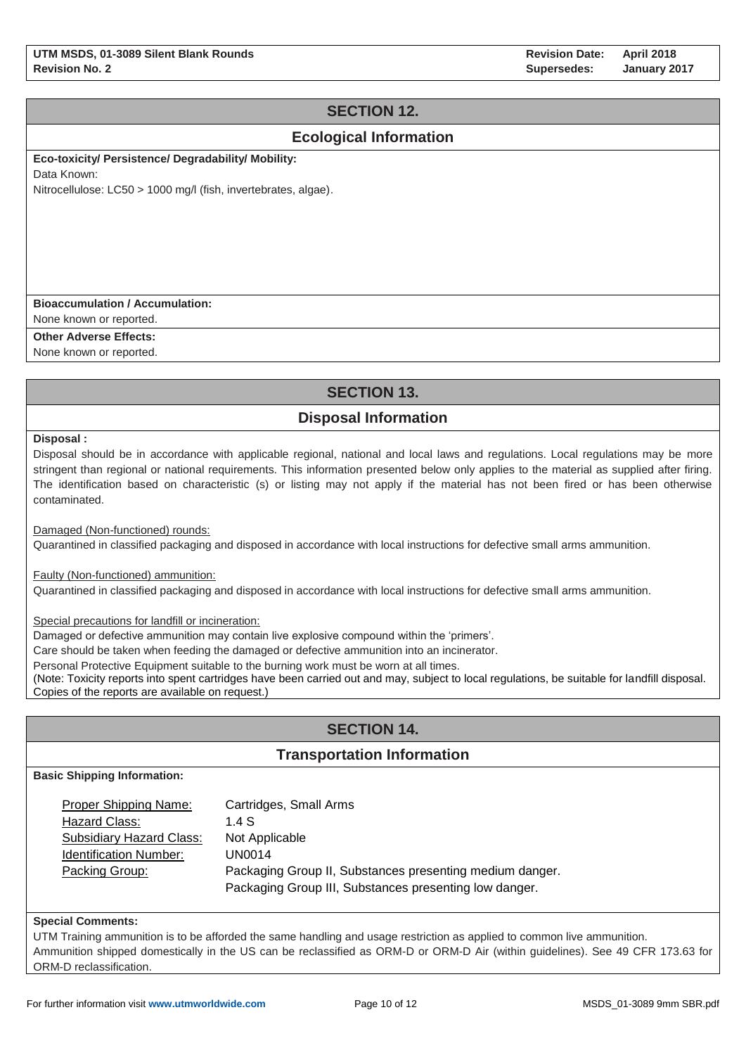## SECTION 12.

## Ecological Information

**Eco-toxicity/ Persistence/ Degradability/ Mobility:**

Data Known:

Nitrocellulose: LC50 > 1000 mg/l (fish, invertebrates, algae).

**Bioaccumulation / Accumulation:**

None known or reported.

**Other Adverse Effects:**

None known or reported.

## SECTION 13.

## Disposal Information

**Disposal :**

Disposal should be in accordance with applicable regional, national and local laws and regulations. Local regulations may be more stringent than regional or national requirements. This information presented below only applies to the material as supplied after firing. The identification based on characteristic (s) or listing may not apply if the material has not been fired or has been otherwise contaminated.

Damaged (Non-functioned) rounds:

Quarantined in classified packaging and disposed in accordance with local instructions for defective small arms ammunition.

Faulty (Non-functioned) ammunition:

Quarantined in classified packaging and disposed in accordance with local instructions for defective small arms ammunition.

Special precautions for landfill or incineration:

Damaged or defective ammunition may contain live explosive compound within the 'primers'.

Care should be taken when feeding the damaged or defective ammunition into an incinerator.

Personal Protective Equipment suitable to the burning work must be worn at all times.

(Note: Toxicity reports into spent cartridges have been carried out and may, subject to local regulations, be suitable for landfill disposal. Copies of the reports are available on request.)

## SECTION 14.

## Transportation Information

**Basic Shipping Information:**

| | |
|---|---|
| Proper Shipping Name: | Cartridges, Small Arms |
| Hazard Class: | 1.4 S |
| Subsidiary Hazard Class: | Not Applicable |
| Identification Number: | UN0014 |
| Packing Group: | Packaging Group II, Substances presenting medium danger.<br>Packaging Group III, Substances presenting low danger. |

**Special Comments:**

UTM Training ammunition is to be afforded the same handling and usage restriction as applied to common live ammunition.

Ammunition shipped domestically in the US can be reclassified as ORM-D or ORM-D Air (within guidelines). See 49 CFR 173.63 for ORM-D reclassification.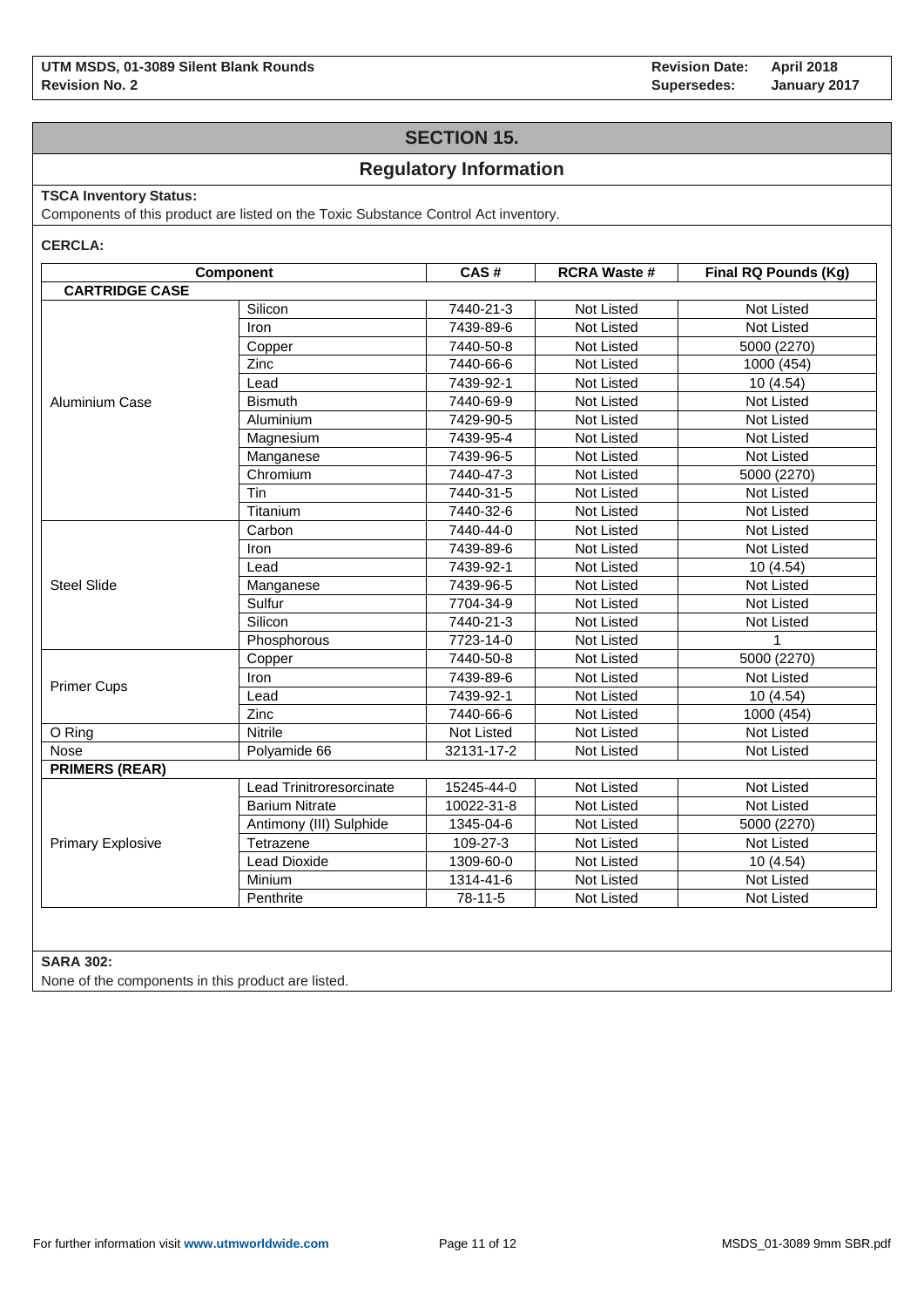## SECTION 15.

### Regulatory Information

**TSCA Inventory Status:**
Components of this product are listed on the Toxic Substance Control Act inventory.

**CERCLA:**

| Component | | CAS # | RCRA Waste # | Final RQ Pounds (Kg) |
|---|---|---|---|---|
| **CARTRIDGE CASE** | | | | |
| Aluminium Case | Silicon | 7440-21-3 | Not Listed | Not Listed |
| | Iron | 7439-89-6 | Not Listed | Not Listed |
| | Copper | 7440-50-8 | Not Listed | 5000 (2270) |
| | Zinc | 7440-66-6 | Not Listed | 1000 (454) |
| | Lead | 7439-92-1 | Not Listed | 10 (4.54) |
| | Bismuth | 7440-69-9 | Not Listed | Not Listed |
| | Aluminium | 7429-90-5 | Not Listed | Not Listed |
| | Magnesium | 7439-95-4 | Not Listed | Not Listed |
| | Manganese | 7439-96-5 | Not Listed | Not Listed |
| | Chromium | 7440-47-3 | Not Listed | 5000 (2270) |
| | Tin | 7440-31-5 | Not Listed | Not Listed |
| | Titanium | 7440-32-6 | Not Listed | Not Listed |
| Steel Slide | Carbon | 7440-44-0 | Not Listed | Not Listed |
| | Iron | 7439-89-6 | Not Listed | Not Listed |
| | Lead | 7439-92-1 | Not Listed | 10 (4.54) |
| | Manganese | 7439-96-5 | Not Listed | Not Listed |
| | Sulfur | 7704-34-9 | Not Listed | Not Listed |
| | Silicon | 7440-21-3 | Not Listed | Not Listed |
| | Phosphorous | 7723-14-0 | Not Listed | 1 |
| Primer Cups | Copper | 7440-50-8 | Not Listed | 5000 (2270) |
| | Iron | 7439-89-6 | Not Listed | Not Listed |
| | Lead | 7439-92-1 | Not Listed | 10 (4.54) |
| | Zinc | 7440-66-6 | Not Listed | 1000 (454) |
| O Ring | Nitrile | Not Listed | Not Listed | Not Listed |
| Nose | Polyamide 66 | 32131-17-2 | Not Listed | Not Listed |
| **PRIMERS (REAR)** | | | | |
| Primary Explosive | Lead Trinitroresorcinate | 15245-44-0 | Not Listed | Not Listed |
| | Barium Nitrate | 10022-31-8 | Not Listed | Not Listed |
| | Antimony (III) Sulphide | 1345-04-6 | Not Listed | 5000 (2270) |
| | Tetrazene | 109-27-3 | Not Listed | Not Listed |
| | Lead Dioxide | 1309-60-0 | Not Listed | 10 (4.54) |
| | Minium | 1314-41-6 | Not Listed | Not Listed |
| | Penthrite | 78-11-5 | Not Listed | Not Listed |

**SARA 302:**
None of the components in this product are listed.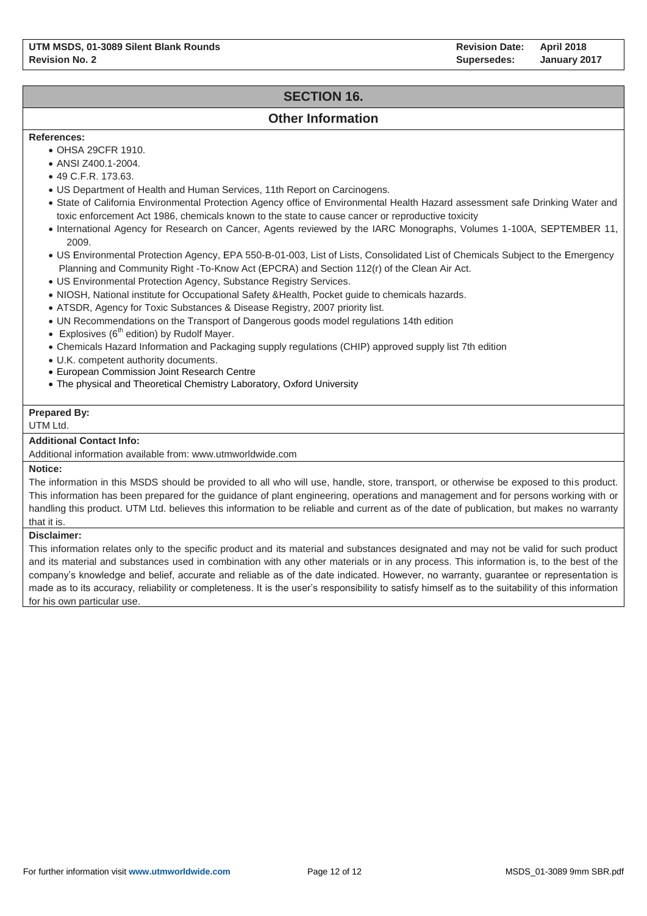## SECTION 16.

### Other Information

**References:**

- OHSA 29CFR 1910.
- ANSI Z400.1-2004.
- 49 C.F.R. 173.63.
- US Department of Health and Human Services, 11th Report on Carcinogens.
- State of California Environmental Protection Agency office of Environmental Health Hazard assessment safe Drinking Water and toxic enforcement Act 1986, chemicals known to the state to cause cancer or reproductive toxicity
- International Agency for Research on Cancer, Agents reviewed by the IARC Monographs, Volumes 1-100A, SEPTEMBER 11, 2009.
- US Environmental Protection Agency, EPA 550-B-01-003, List of Lists, Consolidated List of Chemicals Subject to the Emergency Planning and Community Right -To-Know Act (EPCRA) and Section 112(r) of the Clean Air Act.
- US Environmental Protection Agency, Substance Registry Services.
- NIOSH, National institute for Occupational Safety &Health, Pocket guide to chemicals hazards.
- ATSDR, Agency for Toxic Substances & Disease Registry, 2007 priority list.
- UN Recommendations on the Transport of Dangerous goods model regulations 14th edition
- Explosives ($6^{th}$ edition) by Rudolf Mayer.
- Chemicals Hazard Information and Packaging supply regulations (CHIP) approved supply list 7th edition
- U.K. competent authority documents.
- European Commission Joint Research Centre
- The physical and Theoretical Chemistry Laboratory, Oxford University

**Prepared By:**

UTM Ltd.

**Additional Contact Info:**

Additional information available from: www.utmworldwide.com

**Notice:**

The information in this MSDS should be provided to all who will use, handle, store, transport, or otherwise be exposed to this product. This information has been prepared for the guidance of plant engineering, operations and management and for persons working with or handling this product. UTM Ltd. believes this information to be reliable and current as of the date of publication, but makes no warranty that it is.

**Disclaimer:**

This information relates only to the specific product and its material and substances designated and may not be valid for such product and its material and substances used in combination with any other materials or in any process. This information is, to the best of the company's knowledge and belief, accurate and reliable as of the date indicated. However, no warranty, guarantee or representation is made as to its accuracy, reliability or completeness. It is the user's responsibility to satisfy himself as to the suitability of this information for his own particular use.